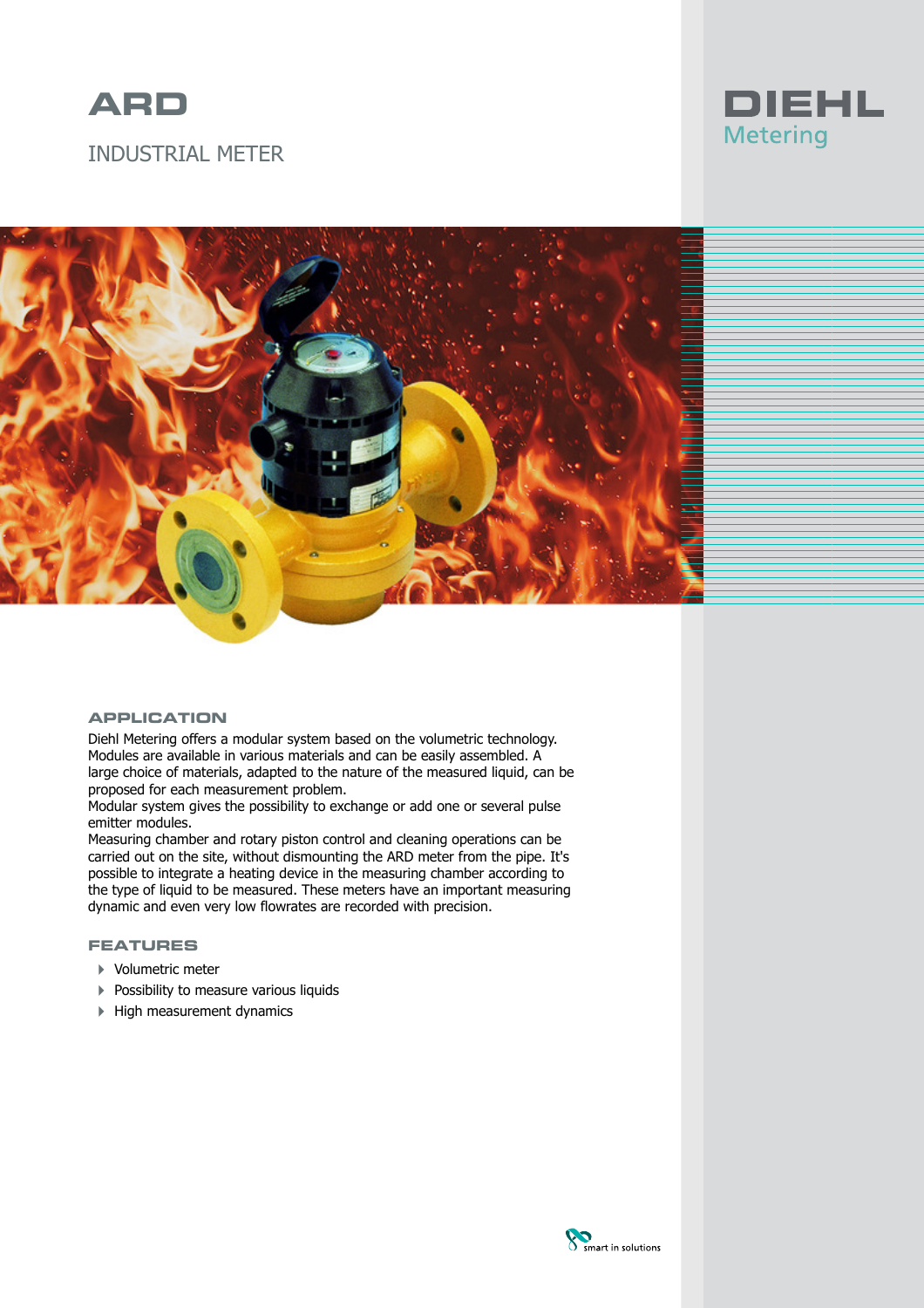# ARD

## INDUSTRIAL METER

DIEHL
Metering

### APPLICATION

Diehl Metering offers a modular system based on the volumetric technology. Modules are available in various materials and can be easily assembled. A large choice of materials, adapted to the nature of the measured liquid, can be proposed for each measurement problem.
Modular system gives the possibility to exchange or add one or several pulse emitter modules.
Measuring chamber and rotary piston control and cleaning operations can be carried out on the site, without dismounting the ARD meter from the pipe. It's possible to integrate a heating device in the measuring chamber according to the type of liquid to be measured. These meters have an important measuring dynamic and even very low flowrates are recorded with precision.

### FEATURES

- Volumetric meter
- Possibility to measure various liquids
- High measurement dynamics

smart in solutions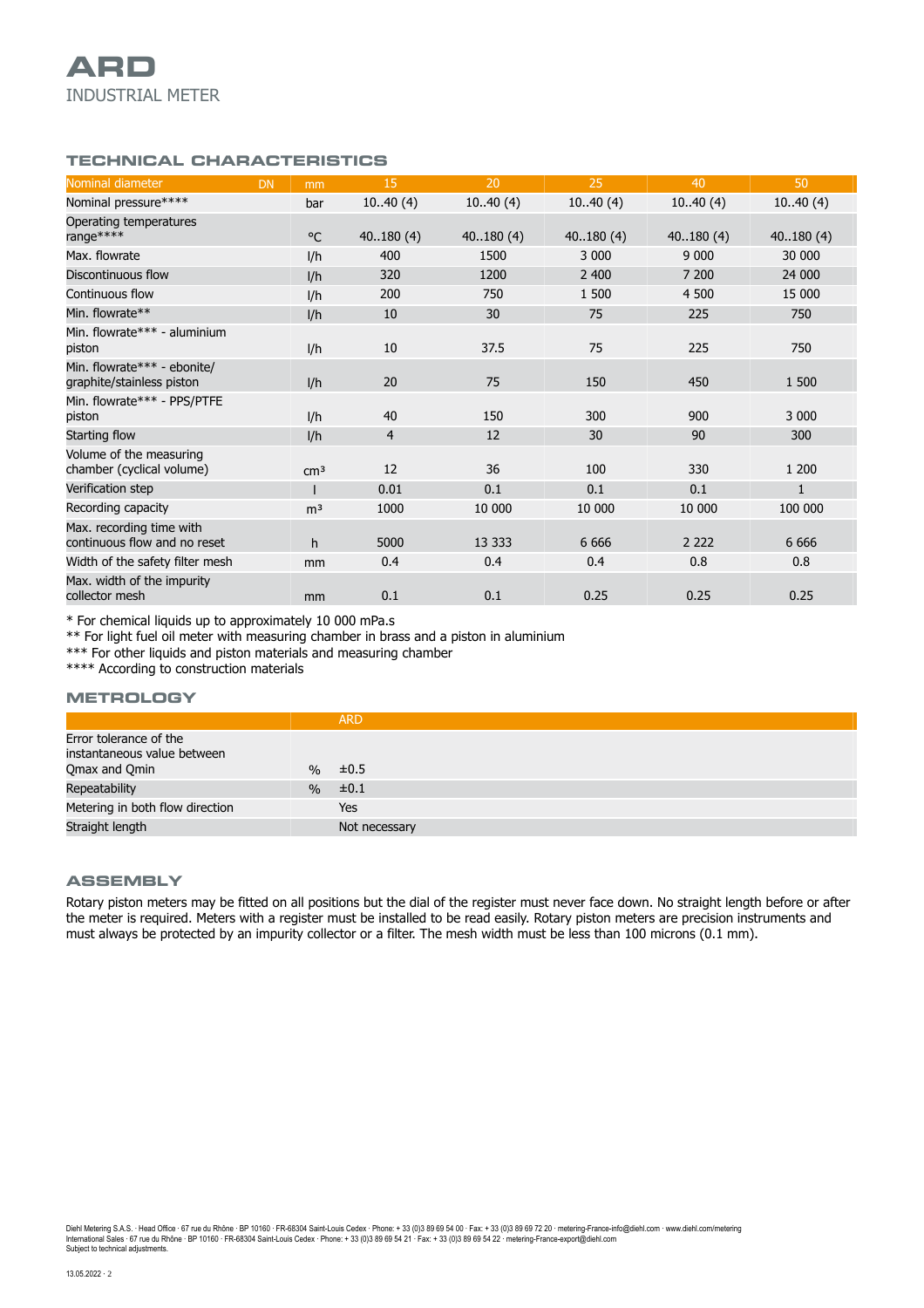# ARD

INDUSTRIAL METER

## TECHNICAL CHARACTERISTICS

| Nominal diameter DN | mm | 15 | 20 | 25 | 40 | 50 |
|---|---|---|---|---|---|---|
| Nominal pressure**** | bar | 10..40 (4) | 10..40 (4) | 10..40 (4) | 10..40 (4) | 10..40 (4) |
| Operating temperatures range**** | °C | 40..180 (4) | 40..180 (4) | 40..180 (4) | 40..180 (4) | 40..180 (4) |
| Max. flowrate | l/h | 400 | 1500 | 3 000 | 9 000 | 30 000 |
| Discontinuous flow | l/h | 320 | 1200 | 2 400 | 7 200 | 24 000 |
| Continuous flow | l/h | 200 | 750 | 1 500 | 4 500 | 15 000 |
| Min. flowrate** | l/h | 10 | 30 | 75 | 225 | 750 |
| Min. flowrate*** - aluminium piston | l/h | 10 | 37.5 | 75 | 225 | 750 |
| Min. flowrate*** - ebonite/ graphite/stainless piston | l/h | 20 | 75 | 150 | 450 | 1 500 |
| Min. flowrate*** - PPS/PTFE piston | l/h | 40 | 150 | 300 | 900 | 3 000 |
| Starting flow | l/h | 4 | 12 | 30 | 90 | 300 |
| Volume of the measuring chamber (cyclical volume) | cm³ | 12 | 36 | 100 | 330 | 1 200 |
| Verification step | l | 0.01 | 0.1 | 0.1 | 0.1 | 1 |
| Recording capacity | m³ | 1000 | 10 000 | 10 000 | 10 000 | 100 000 |
| Max. recording time with continuous flow and no reset | h | 5000 | 13 333 | 6 666 | 2 222 | 6 666 |
| Width of the safety filter mesh | mm | 0.4 | 0.4 | 0.4 | 0.8 | 0.8 |
| Max. width of the impurity collector mesh | mm | 0.1 | 0.1 | 0.25 | 0.25 | 0.25 |

\* For chemical liquids up to approximately 10 000 mPa.s
\** For light fuel oil meter with measuring chamber in brass and a piston in aluminium
\*** For other liquids and piston materials and measuring chamber
\**** According to construction materials

## METROLOGY

| | | ARD |
|---|---|---|
| Error tolerance of the instantaneous value between Qmax and Qmin | % | ±0.5 |
| Repeatability | % | ±0.1 |
| Metering in both flow direction | | Yes |
| Straight length | | Not necessary |

## ASSEMBLY

Rotary piston meters may be fitted on all positions but the dial of the register must never face down. No straight length before or after the meter is required. Meters with a register must be installed to be read easily. Rotary piston meters are precision instruments and must always be protected by an impurity collector or a filter. The mesh width must be less than 100 microns (0.1 mm).

Diehl Metering S.A.S. · Head Office · 67 rue du Rhône · BP 10160 · FR-68304 Saint-Louis Cedex · Phone: + 33 (0)3 89 69 54 00 · Fax: + 33 (0)3 89 69 72 20 · metering-France-info@diehl.com · www.diehl.com/metering
International Sales · 67 rue du Rhône · BP 10160 · FR-68304 Saint-Louis Cedex · Phone: + 33 (0)3 89 69 54 21 · Fax: + 33 (0)3 89 69 54 22 · metering-France-export@diehl.com
Subject to technical adjustments.

13.05.2022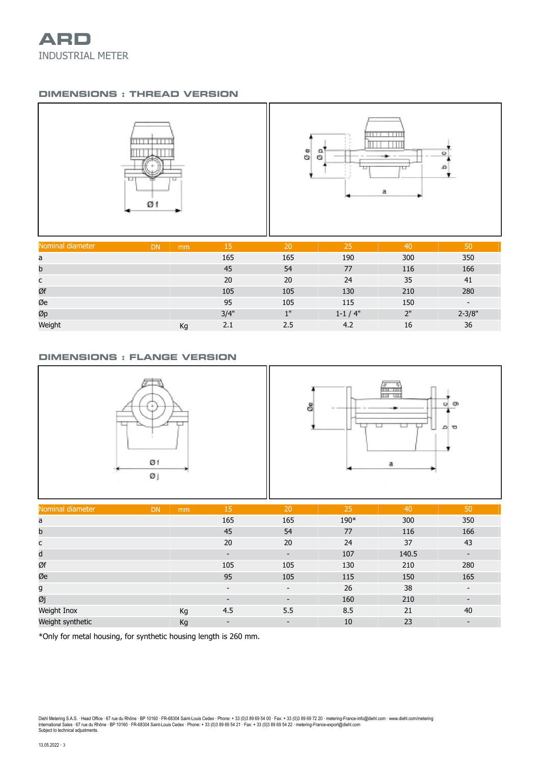# ARD

INDUSTRIAL METER

## DIMENSIONS : THREAD VERSION

| Nominal diameter | DN mm | 15 | 20 | 25 | 40 | 50 |
|---|---|---|---|---|---|---|
| a | | 165 | 165 | 190 | 300 | 350 |
| b | | 45 | 54 | 77 | 116 | 166 |
| c | | 20 | 20 | 24 | 35 | 41 |
| Øf | | 105 | 105 | 130 | 210 | 280 |
| Øe | | 95 | 105 | 115 | 150 | - |
| Øp | | 3/4" | 1" | 1-1 / 4" | 2" | 2-3/8" |
| Weight | Kg | 2.1 | 2.5 | 4.2 | 16 | 36 |

## DIMENSIONS : FLANGE VERSION

| Nominal diameter | DN mm | 15 | 20 | 25 | 40 | 50 |
|---|---|---|---|---|---|---|
| a | | 165 | 165 | 190* | 300 | 350 |
| b | | 45 | 54 | 77 | 116 | 166 |
| c | | 20 | 20 | 24 | 37 | 43 |
| d | | - | - | 107 | 140.5 | - |
| Øf | | 105 | 105 | 130 | 210 | 280 |
| Øe | | 95 | 105 | 115 | 150 | 165 |
| g | | - | - | 26 | 38 | - |
| Øj | | - | - | 160 | 210 | - |
| Weight Inox | Kg | 4.5 | 5.5 | 8.5 | 21 | 40 |
| Weight synthetic | Kg | - | - | 10 | 23 | - |

*Only for metal housing, for synthetic housing length is 260 mm.

Diehl Metering S.A.S. · Head Office · 67 rue du Rhône · BP 10160 · FR-68304 Saint-Louis Cedex · Phone: + 33 (0)3 89 69 54 00 · Fax: + 33 (0)3 89 69 72 20 · metering-France-info@diehl.com · www.diehl.com/metering
International Sales · 67 rue du Rhône · BP 10160 · FR-68304 Saint-Louis Cedex · Phone: + 33 (0)3 89 69 54 21 · Fax: + 33 (0)3 89 69 54 22 · metering-France-export@diehl.com
Subject to technical adjustments.

13.05.2022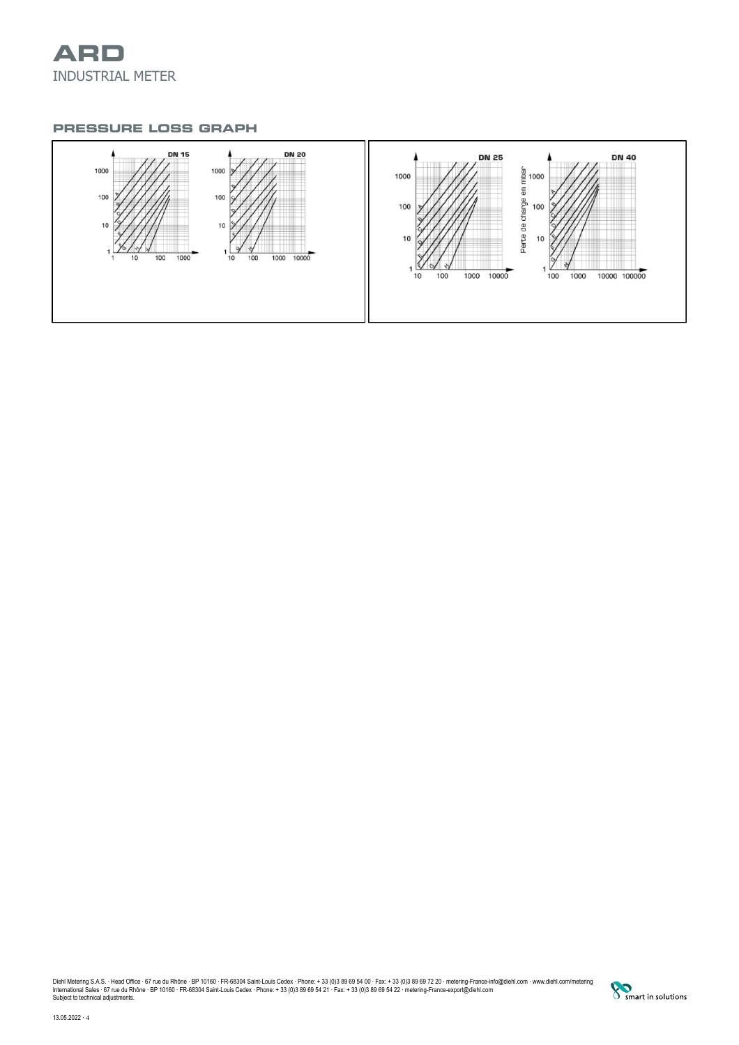# ARD

INDUSTRIAL METER

## PRESSURE LOSS GRAPH

DN 15

1000
100
10
1
1
10
100
1000

A B C D E F G H

DN 20

1000
100
10
1
10
100
1000
10000

A B C D E F G H

DN 25

1000
100
10
1
10
100
1000
10000

A B C D E F G H

Perte de charge en mbar

DN 40

1000
100
10
1
100
1000
10000
100000

A B C D E F G H

Diehl Metering S.A.S. · Head Office · 67 rue du Rhône · BP 10160 · FR-68304 Saint-Louis Cedex · Phone: + 33 (0)3 89 69 54 00 · Fax: + 33 (0)3 89 69 72 20 · metering-France-info@diehl.com · www.diehl.com/metering
International Sales · 67 rue du Rhône · BP 10160 · FR-68304 Saint-Louis Cedex · Phone: + 33 (0)3 89 69 54 21 · Fax: + 33 (0)3 89 69 54 22 · metering-France-export@diehl.com
Subject to technical adjustments.

smart in solutions

13.05.2022